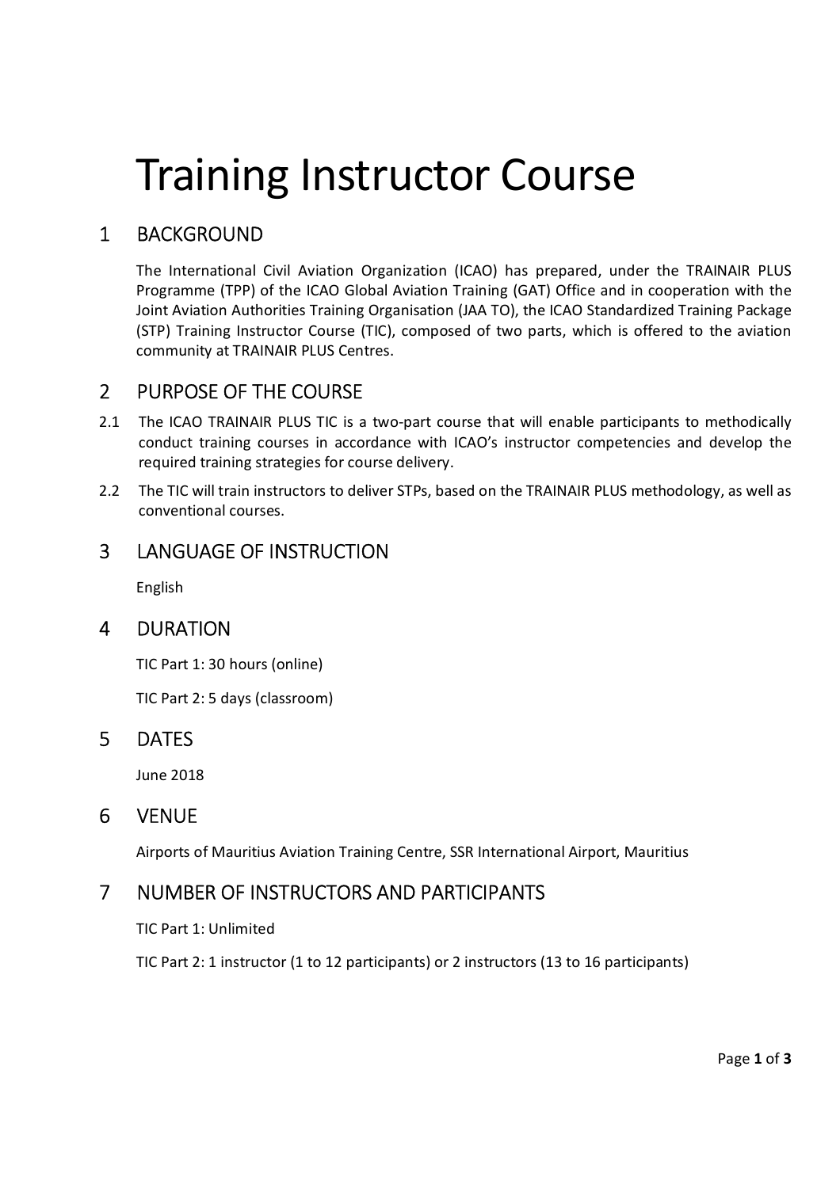# Training Instructor Course

## 1 BACKGROUND

The International Civil Aviation Organization (ICAO) has prepared, under the TRAINAIR PLUS Programme (TPP) of the ICAO Global Aviation Training (GAT) Office and in cooperation with the Joint Aviation Authorities Training Organisation (JAA TO), the ICAO Standardized Training Package (STP) Training Instructor Course (TIC), composed of two parts, which is offered to the aviation community at TRAINAIR PLUS Centres.

## 2 PURPOSE OF THE COURSE

2.1 The ICAO TRAINAIR PLUS TIC is a two-part course that will enable participants to methodically conduct training courses in accordance with ICAO's instructor competencies and develop the required training strategies for course delivery.

2.2 The TIC will train instructors to deliver STPs, based on the TRAINAIR PLUS methodology, as well as conventional courses.

## 3 LANGUAGE OF INSTRUCTION

English

## 4 DURATION

TIC Part 1: 30 hours (online)

TIC Part 2: 5 days (classroom)

## 5 DATES

June 2018

## 6 VENUE

Airports of Mauritius Aviation Training Centre, SSR International Airport, Mauritius

## 7 NUMBER OF INSTRUCTORS AND PARTICIPANTS

TIC Part 1: Unlimited

TIC Part 2: 1 instructor (1 to 12 participants) or 2 instructors (13 to 16 participants)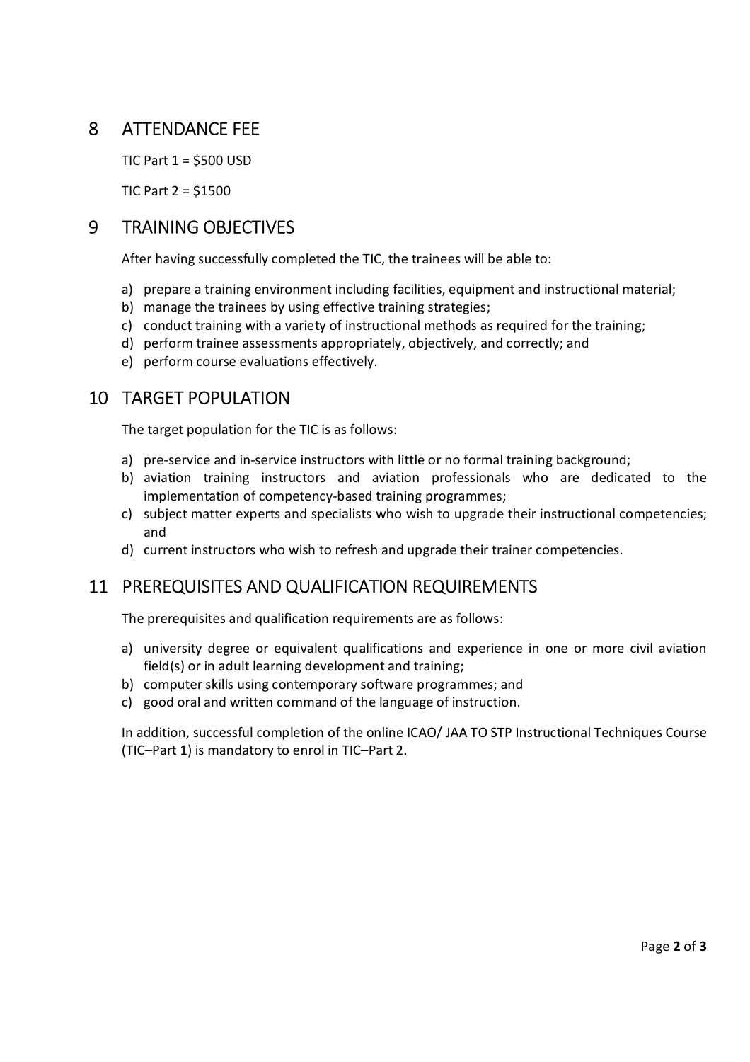## 8 ATTENDANCE FEE

TIC Part 1 = $500 USD

TIC Part 2 = $1500

## 9 TRAINING OBJECTIVES

After having successfully completed the TIC, the trainees will be able to:

a) prepare a training environment including facilities, equipment and instructional material;
b) manage the trainees by using effective training strategies;
c) conduct training with a variety of instructional methods as required for the training;
d) perform trainee assessments appropriately, objectively, and correctly; and
e) perform course evaluations effectively.

## 10 TARGET POPULATION

The target population for the TIC is as follows:

a) pre-service and in-service instructors with little or no formal training background;
b) aviation training instructors and aviation professionals who are dedicated to the implementation of competency-based training programmes;
c) subject matter experts and specialists who wish to upgrade their instructional competencies; and
d) current instructors who wish to refresh and upgrade their trainer competencies.

## 11 PREREQUISITES AND QUALIFICATION REQUIREMENTS

The prerequisites and qualification requirements are as follows:

a) university degree or equivalent qualifications and experience in one or more civil aviation field(s) or in adult learning development and training;
b) computer skills using contemporary software programmes; and
c) good oral and written command of the language of instruction.

In addition, successful completion of the online ICAO/ JAA TO STP Instructional Techniques Course (TIC–Part 1) is mandatory to enrol in TIC–Part 2.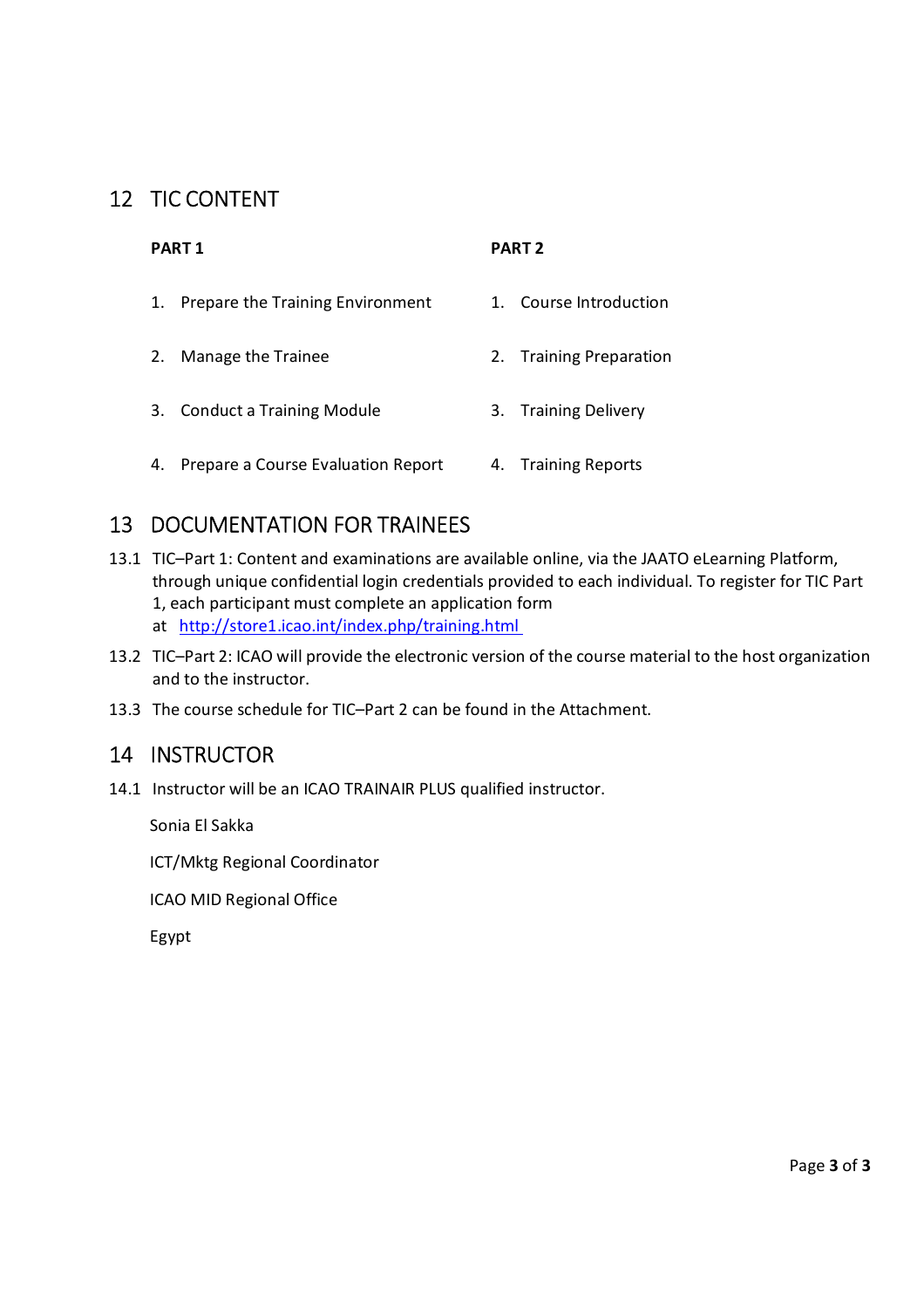## 12 TIC CONTENT

**PART 1**

1. Prepare the Training Environment
2. Manage the Trainee
3. Conduct a Training Module
4. Prepare a Course Evaluation Report

**PART 2**

1. Course Introduction
2. Training Preparation
3. Training Delivery
4. Training Reports

## 13 DOCUMENTATION FOR TRAINEES

13.1 TIC–Part 1: Content and examinations are available online, via the JAATO eLearning Platform, through unique confidential login credentials provided to each individual. To register for TIC Part 1, each participant must complete an application form at [http://store1.icao.int/index.php/training.html](http://store1.icao.int/index.php/training.html)

13.2 TIC–Part 2: ICAO will provide the electronic version of the course material to the host organization and to the instructor.

13.3 The course schedule for TIC–Part 2 can be found in the Attachment.

## 14 INSTRUCTOR

14.1 Instructor will be an ICAO TRAINAIR PLUS qualified instructor.

Sonia El Sakka

ICT/Mktg Regional Coordinator

ICAO MID Regional Office

Egypt